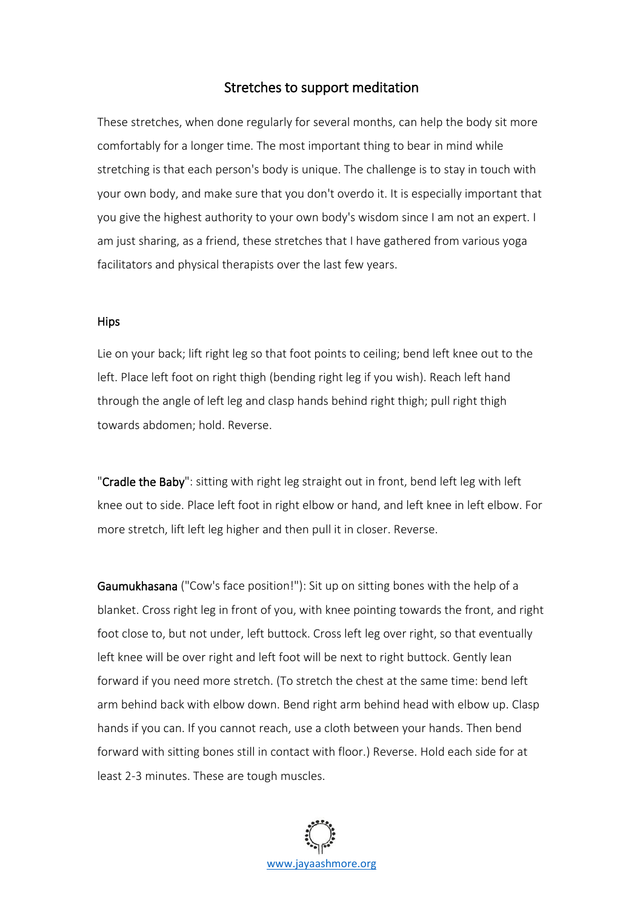# Stretches to support meditation

These stretches, when done regularly for several months, can help the body sit more comfortably for a longer time. The most important thing to bear in mind while stretching is that each person's body is unique. The challenge is to stay in touch with your own body, and make sure that you don't overdo it. It is especially important that you give the highest authority to your own body's wisdom since I am not an expert. I am just sharing, as a friend, these stretches that I have gathered from various yoga facilitators and physical therapists over the last few years.

## Hips

Lie on your back; lift right leg so that foot points to ceiling; bend left knee out to the left. Place left foot on right thigh (bending right leg if you wish). Reach left hand through the angle of left leg and clasp hands behind right thigh; pull right thigh towards abdomen; hold. Reverse.

"**Cradle the Baby**": sitting with right leg straight out in front, bend left leg with left knee out to side. Place left foot in right elbow or hand, and left knee in left elbow. For more stretch, lift left leg higher and then pull it in closer. Reverse.

**Gaumukhasana** ("Cow's face position!"): Sit up on sitting bones with the help of a blanket. Cross right leg in front of you, with knee pointing towards the front, and right foot close to, but not under, left buttock. Cross left leg over right, so that eventually left knee will be over right and left foot will be next to right buttock. Gently lean forward if you need more stretch. (To stretch the chest at the same time: bend left arm behind back with elbow down. Bend right arm behind head with elbow up. Clasp hands if you can. If you cannot reach, use a cloth between your hands. Then bend forward with sitting bones still in contact with floor.) Reverse. Hold each side for at least 2-3 minutes. These are tough muscles.

www.jayaashmore.org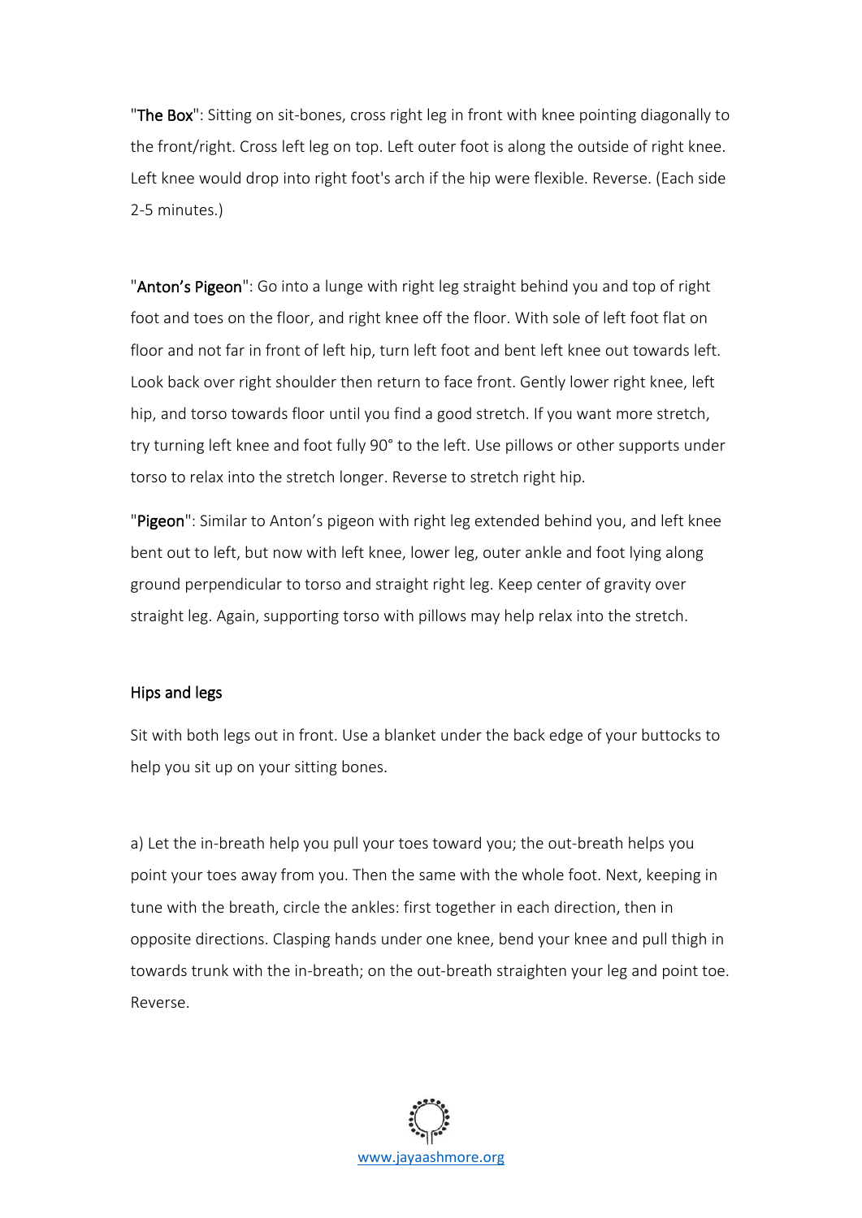"**The Box**": Sitting on sit-bones, cross right leg in front with knee pointing diagonally to the front/right. Cross left leg on top. Left outer foot is along the outside of right knee. Left knee would drop into right foot's arch if the hip were flexible. Reverse. (Each side 2-5 minutes.)

"**Anton's Pigeon**": Go into a lunge with right leg straight behind you and top of right foot and toes on the floor, and right knee off the floor. With sole of left foot flat on floor and not far in front of left hip, turn left foot and bent left knee out towards left. Look back over right shoulder then return to face front. Gently lower right knee, left hip, and torso towards floor until you find a good stretch. If you want more stretch, try turning left knee and foot fully 90° to the left. Use pillows or other supports under torso to relax into the stretch longer. Reverse to stretch right hip.

"**Pigeon**": Similar to Anton's pigeon with right leg extended behind you, and left knee bent out to left, but now with left knee, lower leg, outer ankle and foot lying along ground perpendicular to torso and straight right leg. Keep center of gravity over straight leg. Again, supporting torso with pillows may help relax into the stretch.

## Hips and legs

Sit with both legs out in front. Use a blanket under the back edge of your buttocks to help you sit up on your sitting bones.

a) Let the in-breath help you pull your toes toward you; the out-breath helps you point your toes away from you. Then the same with the whole foot. Next, keeping in tune with the breath, circle the ankles: first together in each direction, then in opposite directions. Clasping hands under one knee, bend your knee and pull thigh in towards trunk with the in-breath; on the out-breath straighten your leg and point toe. Reverse.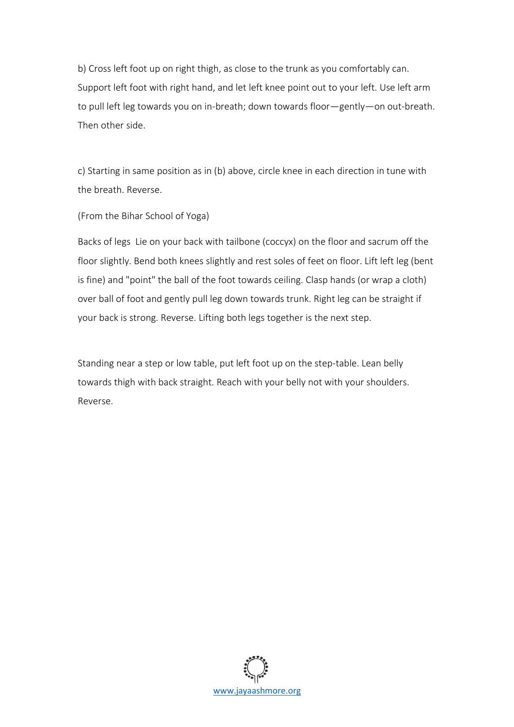b) Cross left foot up on right thigh, as close to the trunk as you comfortably can. Support left foot with right hand, and let left knee point out to your left. Use left arm to pull left leg towards you on in-breath; down towards floor—gently—on out-breath. Then other side.

c) Starting in same position as in (b) above, circle knee in each direction in tune with the breath. Reverse.

(From the Bihar School of Yoga)

Backs of legs  Lie on your back with tailbone (coccyx) on the floor and sacrum off the floor slightly. Bend both knees slightly and rest soles of feet on floor. Lift left leg (bent is fine) and "point" the ball of the foot towards ceiling. Clasp hands (or wrap a cloth) over ball of foot and gently pull leg down towards trunk. Right leg can be straight if your back is strong. Reverse. Lifting both legs together is the next step.

Standing near a step or low table, put left foot up on the step-table. Lean belly towards thigh with back straight. Reach with your belly not with your shoulders. Reverse.